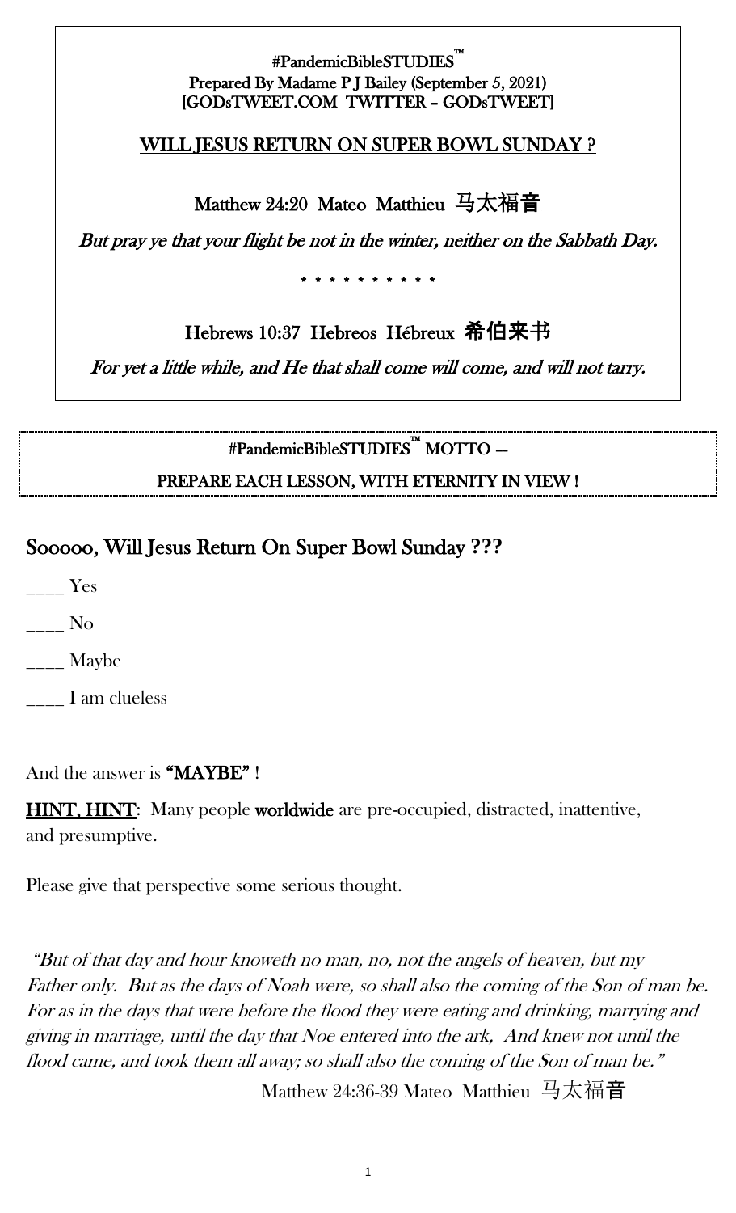**#PandemicBibleSTUDIES™**
**Prepared By Madame P J Bailey (September 5, 2021)**
**[GODsTWEET.COM TWITTER – GODsTWEET]**

**WILL JESUS RETURN ON SUPER BOWL SUNDAY ?**

**Matthew 24:20 Mateo Matthieu 马太福音**

*But pray ye that your flight be not in the winter, neither on the Sabbath Day.*

\* \* \* \* \* \* \* \* \* \* \*

**Hebrews 10:37 Hebreos Hébreux 希伯来书**

*For yet a little while, and He that shall come will come, and will not tarry.*

---

**#PandemicBibleSTUDIES™ MOTTO --**
**PREPARE EACH LESSON, WITH ETERNITY IN VIEW !**

---

## Sooooo, Will Jesus Return On Super Bowl Sunday ???

____ Yes

____ No

____ Maybe

____ I am clueless

And the answer is **"MAYBE"** !

**HINT, HINT**: Many people **worldwide** are pre-occupied, distracted, inattentive, and presumptive.

Please give that perspective some serious thought.

*"But of that day and hour knoweth no man, no, not the angels of heaven, but my Father only. But as the days of Noah were, so shall also the coming of the Son of man be. For as in the days that were before the flood they were eating and drinking, marrying and giving in marriage, until the day that Noe entered into the ark, And knew not until the flood came, and took them all away; so shall also the coming of the Son of man be."*

Matthew 24:36-39 Mateo Matthieu 马太福音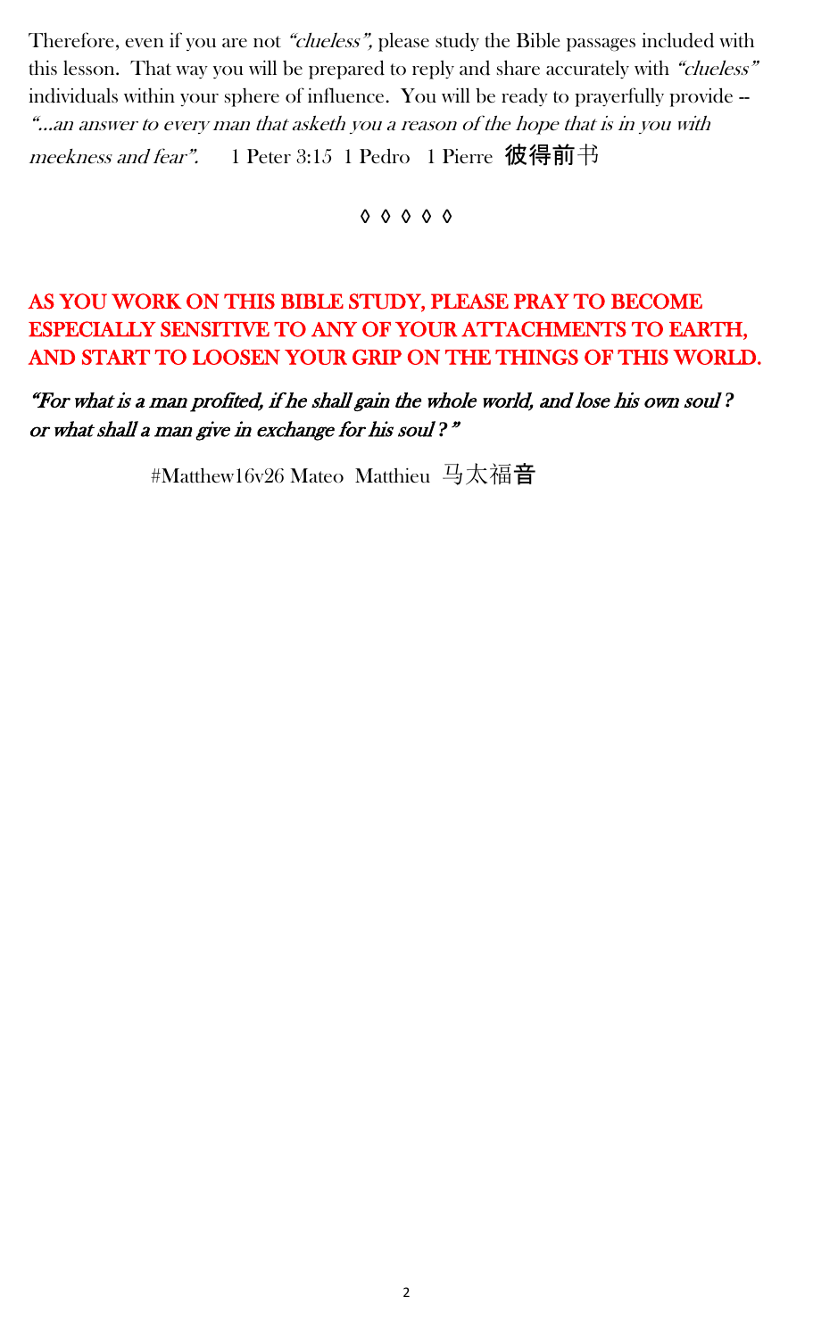Therefore, even if you are not *"clueless",* please study the Bible passages included with this lesson. That way you will be prepared to reply and share accurately with *"clueless"* individuals within your sphere of influence. You will be ready to prayerfully provide -- *"…an answer to every man that asketh you a reason of the hope that is in you with meekness and fear".* 1 Peter 3:15 1 Pedro 1 Pierre 彼得前书

◊ ◊ ◊ ◊ ◊

**AS YOU WORK ON THIS BIBLE STUDY, PLEASE PRAY TO BECOME ESPECIALLY SENSITIVE TO ANY OF YOUR ATTACHMENTS TO EARTH, AND START TO LOOSEN YOUR GRIP ON THE THINGS OF THIS WORLD.**

***"For what is a man profited, if he shall gain the whole world, and lose his own soul ? or what shall a man give in exchange for his soul ?"***

#Matthew16v26 Mateo Matthieu 马太福音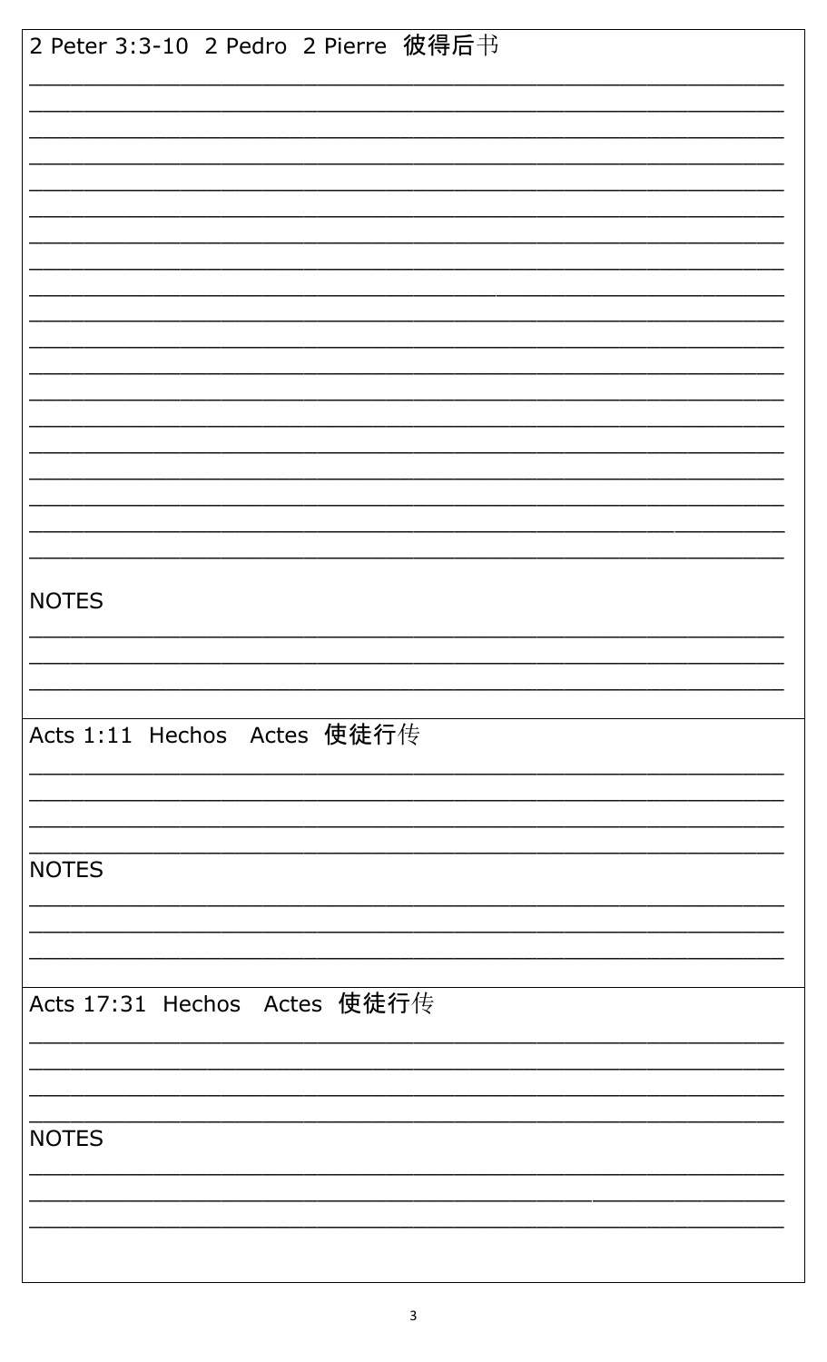2 Peter 3:3-10 2 Pedro 2 Pierre 彼得后书

___________________________________________________________________
___________________________________________________________________
___________________________________________________________________
___________________________________________________________________
___________________________________________________________________
___________________________________________________________________
___________________________________________________________________
___________________________________________________________________
___________________________________________________________________
___________________________________________________________________
___________________________________________________________________
___________________________________________________________________
___________________________________________________________________
___________________________________________________________________
___________________________________________________________________
___________________________________________________________________
___________________________________________________________________
___________________________________________________________________
___________________________________________________________________

NOTES

___________________________________________________________________
___________________________________________________________________
___________________________________________________________________

Acts 1:11 Hechos Actes 使徒行传

___________________________________________________________________
___________________________________________________________________
___________________________________________________________________
___________________________________________________________________

NOTES

___________________________________________________________________
___________________________________________________________________
___________________________________________________________________

Acts 17:31 Hechos Actes 使徒行传

___________________________________________________________________
___________________________________________________________________
___________________________________________________________________
___________________________________________________________________

NOTES

___________________________________________________________________
___________________________________________________________________
___________________________________________________________________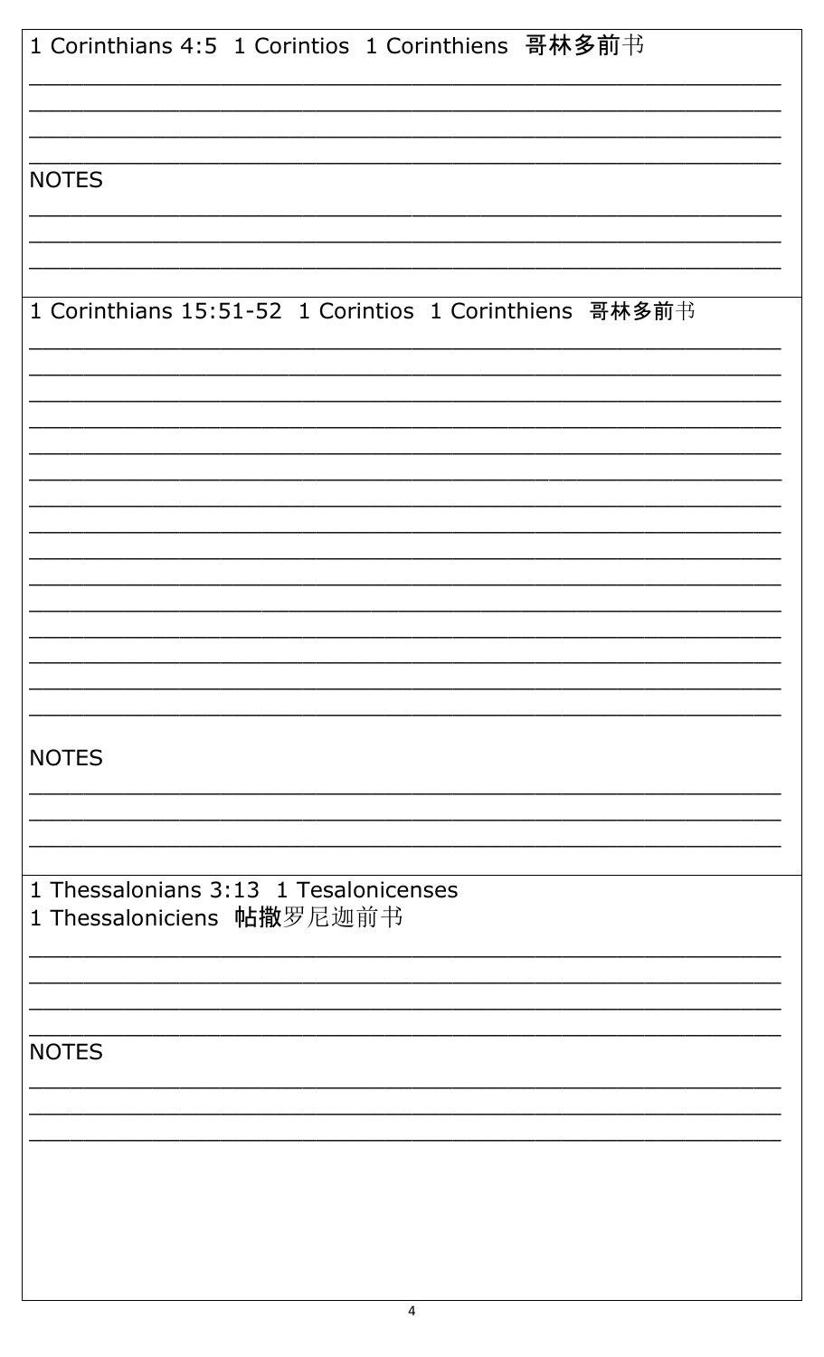1 Corinthians 4:5  1 Corintios  1 Corinthiens  哥林多前书

\_\_\_\_\_\_\_\_\_\_\_\_\_\_\_\_\_\_\_\_\_\_\_\_\_\_\_\_\_\_\_\_\_\_\_\_\_\_\_\_\_\_\_\_\_\_\_\_\_\_\_\_\_\_\_\_\_\_\_\_

\_\_\_\_\_\_\_\_\_\_\_\_\_\_\_\_\_\_\_\_\_\_\_\_\_\_\_\_\_\_\_\_\_\_\_\_\_\_\_\_\_\_\_\_\_\_\_\_\_\_\_\_\_\_\_\_\_\_\_\_

\_\_\_\_\_\_\_\_\_\_\_\_\_\_\_\_\_\_\_\_\_\_\_\_\_\_\_\_\_\_\_\_\_\_\_\_\_\_\_\_\_\_\_\_\_\_\_\_\_\_\_\_\_\_\_\_\_\_\_\_

\_\_\_\_\_\_\_\_\_\_\_\_\_\_\_\_\_\_\_\_\_\_\_\_\_\_\_\_\_\_\_\_\_\_\_\_\_\_\_\_\_\_\_\_\_\_\_\_\_\_\_\_\_\_\_\_\_\_\_\_

NOTES

\_\_\_\_\_\_\_\_\_\_\_\_\_\_\_\_\_\_\_\_\_\_\_\_\_\_\_\_\_\_\_\_\_\_\_\_\_\_\_\_\_\_\_\_\_\_\_\_\_\_\_\_\_\_\_\_\_\_\_\_

\_\_\_\_\_\_\_\_\_\_\_\_\_\_\_\_\_\_\_\_\_\_\_\_\_\_\_\_\_\_\_\_\_\_\_\_\_\_\_\_\_\_\_\_\_\_\_\_\_\_\_\_\_\_\_\_\_\_\_\_

\_\_\_\_\_\_\_\_\_\_\_\_\_\_\_\_\_\_\_\_\_\_\_\_\_\_\_\_\_\_\_\_\_\_\_\_\_\_\_\_\_\_\_\_\_\_\_\_\_\_\_\_\_\_\_\_\_\_\_\_

1 Corinthians 15:51-52  1 Corintios  1 Corinthiens  哥林多前书

\_\_\_\_\_\_\_\_\_\_\_\_\_\_\_\_\_\_\_\_\_\_\_\_\_\_\_\_\_\_\_\_\_\_\_\_\_\_\_\_\_\_\_\_\_\_\_\_\_\_\_\_\_\_\_\_\_\_\_\_

\_\_\_\_\_\_\_\_\_\_\_\_\_\_\_\_\_\_\_\_\_\_\_\_\_\_\_\_\_\_\_\_\_\_\_\_\_\_\_\_\_\_\_\_\_\_\_\_\_\_\_\_\_\_\_\_\_\_\_\_

\_\_\_\_\_\_\_\_\_\_\_\_\_\_\_\_\_\_\_\_\_\_\_\_\_\_\_\_\_\_\_\_\_\_\_\_\_\_\_\_\_\_\_\_\_\_\_\_\_\_\_\_\_\_\_\_\_\_\_\_

\_\_\_\_\_\_\_\_\_\_\_\_\_\_\_\_\_\_\_\_\_\_\_\_\_\_\_\_\_\_\_\_\_\_\_\_\_\_\_\_\_\_\_\_\_\_\_\_\_\_\_\_\_\_\_\_\_\_\_\_

\_\_\_\_\_\_\_\_\_\_\_\_\_\_\_\_\_\_\_\_\_\_\_\_\_\_\_\_\_\_\_\_\_\_\_\_\_\_\_\_\_\_\_\_\_\_\_\_\_\_\_\_\_\_\_\_\_\_\_\_

\_\_\_\_\_\_\_\_\_\_\_\_\_\_\_\_\_\_\_\_\_\_\_\_\_\_\_\_\_\_\_\_\_\_\_\_\_\_\_\_\_\_\_\_\_\_\_\_\_\_\_\_\_\_\_\_\_\_\_\_

\_\_\_\_\_\_\_\_\_\_\_\_\_\_\_\_\_\_\_\_\_\_\_\_\_\_\_\_\_\_\_\_\_\_\_\_\_\_\_\_\_\_\_\_\_\_\_\_\_\_\_\_\_\_\_\_\_\_\_\_

\_\_\_\_\_\_\_\_\_\_\_\_\_\_\_\_\_\_\_\_\_\_\_\_\_\_\_\_\_\_\_\_\_\_\_\_\_\_\_\_\_\_\_\_\_\_\_\_\_\_\_\_\_\_\_\_\_\_\_\_

\_\_\_\_\_\_\_\_\_\_\_\_\_\_\_\_\_\_\_\_\_\_\_\_\_\_\_\_\_\_\_\_\_\_\_\_\_\_\_\_\_\_\_\_\_\_\_\_\_\_\_\_\_\_\_\_\_\_\_\_

\_\_\_\_\_\_\_\_\_\_\_\_\_\_\_\_\_\_\_\_\_\_\_\_\_\_\_\_\_\_\_\_\_\_\_\_\_\_\_\_\_\_\_\_\_\_\_\_\_\_\_\_\_\_\_\_\_\_\_\_

\_\_\_\_\_\_\_\_\_\_\_\_\_\_\_\_\_\_\_\_\_\_\_\_\_\_\_\_\_\_\_\_\_\_\_\_\_\_\_\_\_\_\_\_\_\_\_\_\_\_\_\_\_\_\_\_\_\_\_\_

\_\_\_\_\_\_\_\_\_\_\_\_\_\_\_\_\_\_\_\_\_\_\_\_\_\_\_\_\_\_\_\_\_\_\_\_\_\_\_\_\_\_\_\_\_\_\_\_\_\_\_\_\_\_\_\_\_\_\_\_

\_\_\_\_\_\_\_\_\_\_\_\_\_\_\_\_\_\_\_\_\_\_\_\_\_\_\_\_\_\_\_\_\_\_\_\_\_\_\_\_\_\_\_\_\_\_\_\_\_\_\_\_\_\_\_\_\_\_\_\_

\_\_\_\_\_\_\_\_\_\_\_\_\_\_\_\_\_\_\_\_\_\_\_\_\_\_\_\_\_\_\_\_\_\_\_\_\_\_\_\_\_\_\_\_\_\_\_\_\_\_\_\_\_\_\_\_\_\_\_\_

\_\_\_\_\_\_\_\_\_\_\_\_\_\_\_\_\_\_\_\_\_\_\_\_\_\_\_\_\_\_\_\_\_\_\_\_\_\_\_\_\_\_\_\_\_\_\_\_\_\_\_\_\_\_\_\_\_\_\_\_

NOTES

\_\_\_\_\_\_\_\_\_\_\_\_\_\_\_\_\_\_\_\_\_\_\_\_\_\_\_\_\_\_\_\_\_\_\_\_\_\_\_\_\_\_\_\_\_\_\_\_\_\_\_\_\_\_\_\_\_\_\_\_

\_\_\_\_\_\_\_\_\_\_\_\_\_\_\_\_\_\_\_\_\_\_\_\_\_\_\_\_\_\_\_\_\_\_\_\_\_\_\_\_\_\_\_\_\_\_\_\_\_\_\_\_\_\_\_\_\_\_\_\_

\_\_\_\_\_\_\_\_\_\_\_\_\_\_\_\_\_\_\_\_\_\_\_\_\_\_\_\_\_\_\_\_\_\_\_\_\_\_\_\_\_\_\_\_\_\_\_\_\_\_\_\_\_\_\_\_\_\_\_\_

1 Thessalonians 3:13  1 Tesalonicenses  
1 Thessaloniciens  帖撒罗尼迦前书

\_\_\_\_\_\_\_\_\_\_\_\_\_\_\_\_\_\_\_\_\_\_\_\_\_\_\_\_\_\_\_\_\_\_\_\_\_\_\_\_\_\_\_\_\_\_\_\_\_\_\_\_\_\_\_\_\_\_\_\_

\_\_\_\_\_\_\_\_\_\_\_\_\_\_\_\_\_\_\_\_\_\_\_\_\_\_\_\_\_\_\_\_\_\_\_\_\_\_\_\_\_\_\_\_\_\_\_\_\_\_\_\_\_\_\_\_\_\_\_\_

\_\_\_\_\_\_\_\_\_\_\_\_\_\_\_\_\_\_\_\_\_\_\_\_\_\_\_\_\_\_\_\_\_\_\_\_\_\_\_\_\_\_\_\_\_\_\_\_\_\_\_\_\_\_\_\_\_\_\_\_

\_\_\_\_\_\_\_\_\_\_\_\_\_\_\_\_\_\_\_\_\_\_\_\_\_\_\_\_\_\_\_\_\_\_\_\_\_\_\_\_\_\_\_\_\_\_\_\_\_\_\_\_\_\_\_\_\_\_\_\_

NOTES

\_\_\_\_\_\_\_\_\_\_\_\_\_\_\_\_\_\_\_\_\_\_\_\_\_\_\_\_\_\_\_\_\_\_\_\_\_\_\_\_\_\_\_\_\_\_\_\_\_\_\_\_\_\_\_\_\_\_\_\_

\_\_\_\_\_\_\_\_\_\_\_\_\_\_\_\_\_\_\_\_\_\_\_\_\_\_\_\_\_\_\_\_\_\_\_\_\_\_\_\_\_\_\_\_\_\_\_\_\_\_\_\_\_\_\_\_\_\_\_\_

\_\_\_\_\_\_\_\_\_\_\_\_\_\_\_\_\_\_\_\_\_\_\_\_\_\_\_\_\_\_\_\_\_\_\_\_\_\_\_\_\_\_\_\_\_\_\_\_\_\_\_\_\_\_\_\_\_\_\_\_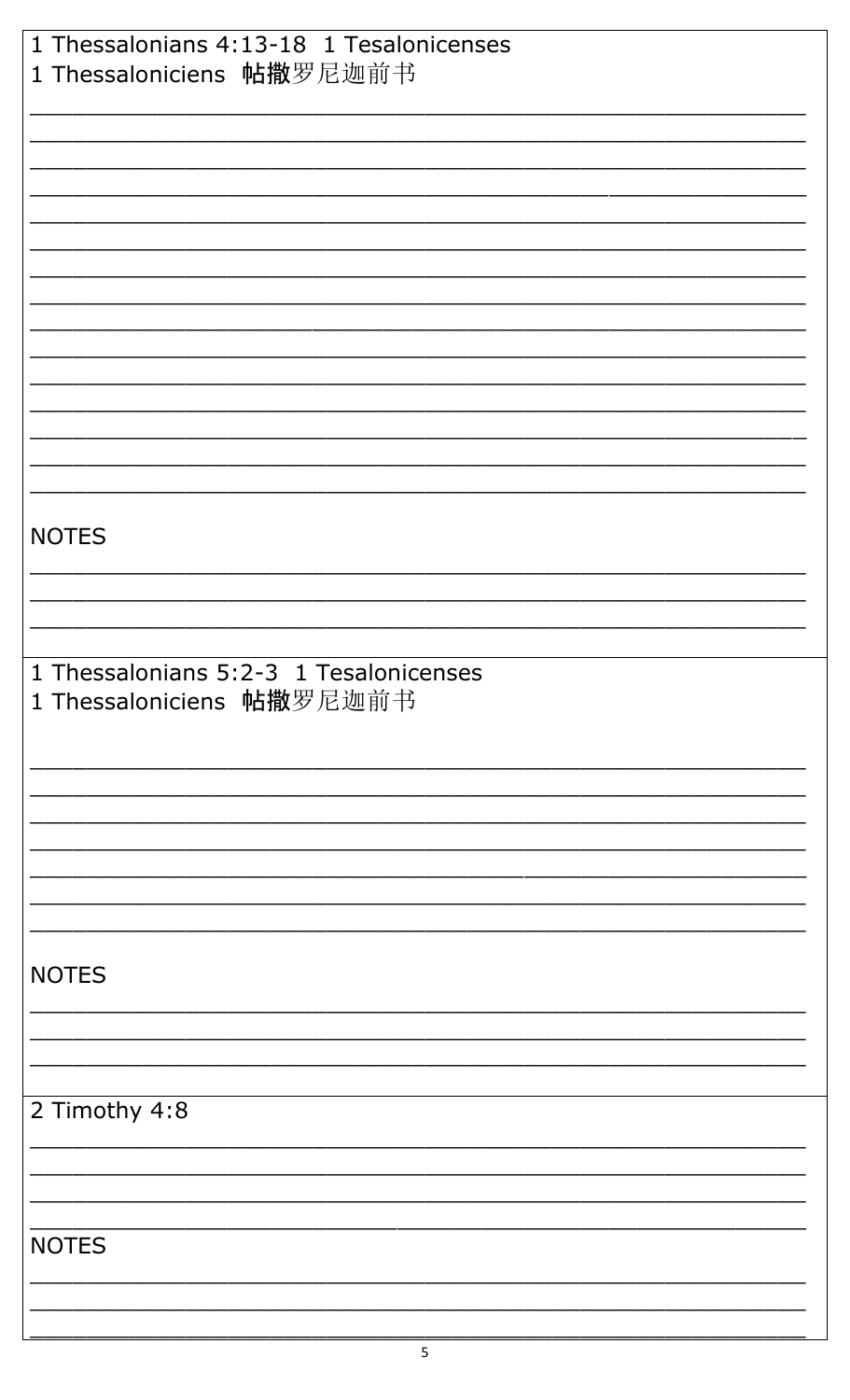1 Thessalonians 4:13-18 1 Tesalonicenses
1 Thessaloniciens **帖撒**罗尼迦前书

_______________________________________________
_______________________________________________
_______________________________________________
_______________________________________________
_______________________________________________
_______________________________________________
_______________________________________________
_______________________________________________
_______________________________________________
_______________________________________________
_______________________________________________
_______________________________________________
_______________________________________________
_______________________________________________
_______________________________________________

NOTES

_______________________________________________
_______________________________________________
_______________________________________________

1 Thessalonians 5:2-3 1 Tesalonicenses
1 Thessaloniciens **帖撒**罗尼迦前书

_______________________________________________
_______________________________________________
_______________________________________________
_______________________________________________
_______________________________________________
_______________________________________________
_______________________________________________

NOTES

_______________________________________________
_______________________________________________
_______________________________________________

2 Timothy 4:8

_______________________________________________
_______________________________________________
_______________________________________________
_______________________________________________

NOTES

_______________________________________________
_______________________________________________
_______________________________________________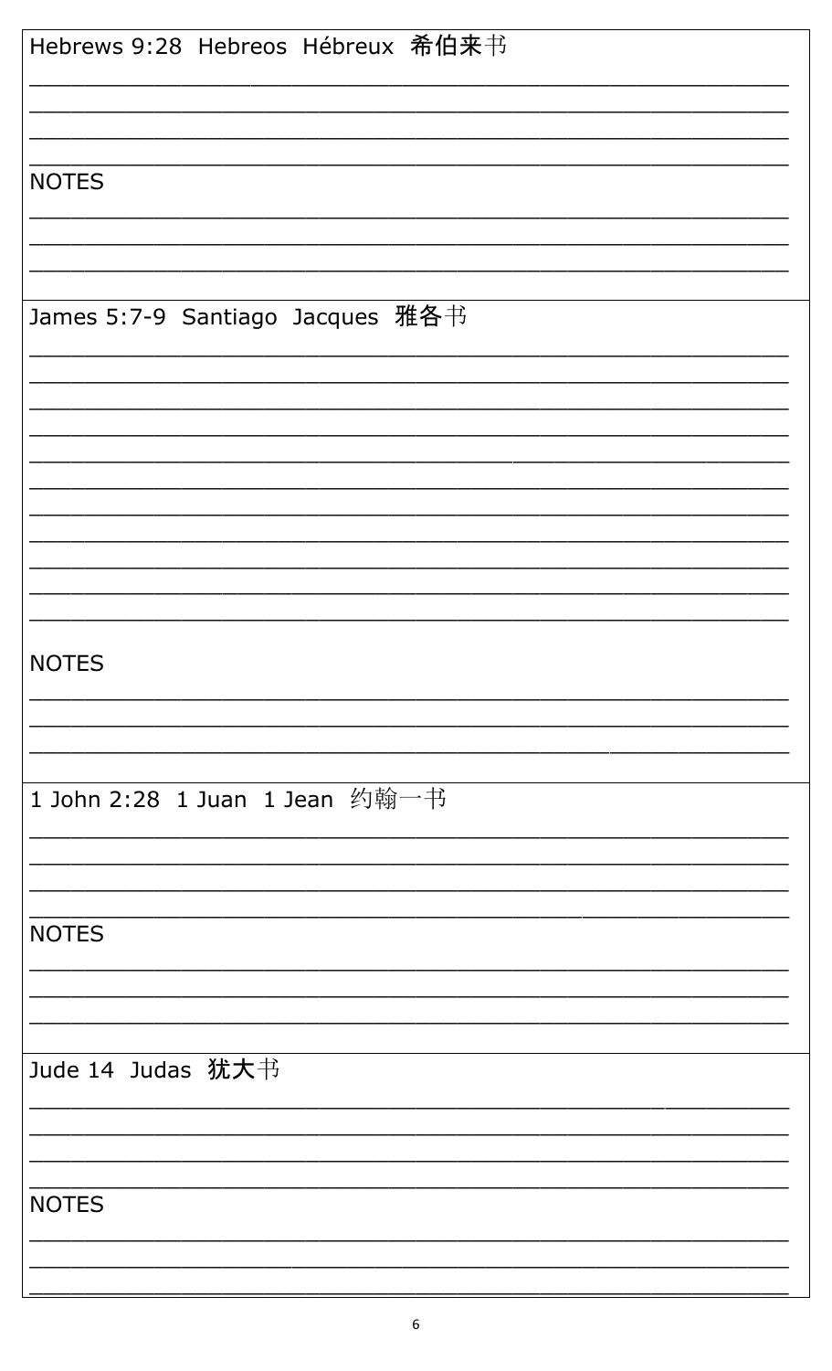Hebrews 9:28  Hebreos  Hébreux  希伯来书

\_\_\_\_\_\_\_\_\_\_\_\_\_\_\_\_\_\_\_\_\_\_\_\_\_\_\_\_\_\_\_\_\_\_\_\_\_\_\_\_\_\_\_\_\_\_\_\_\_\_\_\_\_\_\_\_\_\_\_\_

\_\_\_\_\_\_\_\_\_\_\_\_\_\_\_\_\_\_\_\_\_\_\_\_\_\_\_\_\_\_\_\_\_\_\_\_\_\_\_\_\_\_\_\_\_\_\_\_\_\_\_\_\_\_\_\_\_\_\_\_

\_\_\_\_\_\_\_\_\_\_\_\_\_\_\_\_\_\_\_\_\_\_\_\_\_\_\_\_\_\_\_\_\_\_\_\_\_\_\_\_\_\_\_\_\_\_\_\_\_\_\_\_\_\_\_\_\_\_\_\_

\_\_\_\_\_\_\_\_\_\_\_\_\_\_\_\_\_\_\_\_\_\_\_\_\_\_\_\_\_\_\_\_\_\_\_\_\_\_\_\_\_\_\_\_\_\_\_\_\_\_\_\_\_\_\_\_\_\_\_\_

NOTES

\_\_\_\_\_\_\_\_\_\_\_\_\_\_\_\_\_\_\_\_\_\_\_\_\_\_\_\_\_\_\_\_\_\_\_\_\_\_\_\_\_\_\_\_\_\_\_\_\_\_\_\_\_\_\_\_\_\_\_\_

\_\_\_\_\_\_\_\_\_\_\_\_\_\_\_\_\_\_\_\_\_\_\_\_\_\_\_\_\_\_\_\_\_\_\_\_\_\_\_\_\_\_\_\_\_\_\_\_\_\_\_\_\_\_\_\_\_\_\_\_

\_\_\_\_\_\_\_\_\_\_\_\_\_\_\_\_\_\_\_\_\_\_\_\_\_\_\_\_\_\_\_\_\_\_\_\_\_\_\_\_\_\_\_\_\_\_\_\_\_\_\_\_\_\_\_\_\_\_\_\_

James 5:7-9  Santiago  Jacques  雅各书

\_\_\_\_\_\_\_\_\_\_\_\_\_\_\_\_\_\_\_\_\_\_\_\_\_\_\_\_\_\_\_\_\_\_\_\_\_\_\_\_\_\_\_\_\_\_\_\_\_\_\_\_\_\_\_\_\_\_\_\_

\_\_\_\_\_\_\_\_\_\_\_\_\_\_\_\_\_\_\_\_\_\_\_\_\_\_\_\_\_\_\_\_\_\_\_\_\_\_\_\_\_\_\_\_\_\_\_\_\_\_\_\_\_\_\_\_\_\_\_\_

\_\_\_\_\_\_\_\_\_\_\_\_\_\_\_\_\_\_\_\_\_\_\_\_\_\_\_\_\_\_\_\_\_\_\_\_\_\_\_\_\_\_\_\_\_\_\_\_\_\_\_\_\_\_\_\_\_\_\_\_

\_\_\_\_\_\_\_\_\_\_\_\_\_\_\_\_\_\_\_\_\_\_\_\_\_\_\_\_\_\_\_\_\_\_\_\_\_\_\_\_\_\_\_\_\_\_\_\_\_\_\_\_\_\_\_\_\_\_\_\_

\_\_\_\_\_\_\_\_\_\_\_\_\_\_\_\_\_\_\_\_\_\_\_\_\_\_\_\_\_\_\_\_\_\_\_\_\_\_\_\_\_\_\_\_\_\_\_\_\_\_\_\_\_\_\_\_\_\_\_\_

\_\_\_\_\_\_\_\_\_\_\_\_\_\_\_\_\_\_\_\_\_\_\_\_\_\_\_\_\_\_\_\_\_\_\_\_\_\_\_\_\_\_\_\_\_\_\_\_\_\_\_\_\_\_\_\_\_\_\_\_

\_\_\_\_\_\_\_\_\_\_\_\_\_\_\_\_\_\_\_\_\_\_\_\_\_\_\_\_\_\_\_\_\_\_\_\_\_\_\_\_\_\_\_\_\_\_\_\_\_\_\_\_\_\_\_\_\_\_\_\_

\_\_\_\_\_\_\_\_\_\_\_\_\_\_\_\_\_\_\_\_\_\_\_\_\_\_\_\_\_\_\_\_\_\_\_\_\_\_\_\_\_\_\_\_\_\_\_\_\_\_\_\_\_\_\_\_\_\_\_\_

\_\_\_\_\_\_\_\_\_\_\_\_\_\_\_\_\_\_\_\_\_\_\_\_\_\_\_\_\_\_\_\_\_\_\_\_\_\_\_\_\_\_\_\_\_\_\_\_\_\_\_\_\_\_\_\_\_\_\_\_

\_\_\_\_\_\_\_\_\_\_\_\_\_\_\_\_\_\_\_\_\_\_\_\_\_\_\_\_\_\_\_\_\_\_\_\_\_\_\_\_\_\_\_\_\_\_\_\_\_\_\_\_\_\_\_\_\_\_\_\_

\_\_\_\_\_\_\_\_\_\_\_\_\_\_\_\_\_\_\_\_\_\_\_\_\_\_\_\_\_\_\_\_\_\_\_\_\_\_\_\_\_\_\_\_\_\_\_\_\_\_\_\_\_\_\_\_\_\_\_\_

\_\_\_\_\_\_\_\_\_\_\_\_\_\_\_\_\_\_\_\_\_\_\_\_\_\_\_\_\_\_\_\_\_\_\_\_\_\_\_\_\_\_\_\_\_\_\_\_\_\_\_\_\_\_\_\_\_\_\_\_

NOTES

\_\_\_\_\_\_\_\_\_\_\_\_\_\_\_\_\_\_\_\_\_\_\_\_\_\_\_\_\_\_\_\_\_\_\_\_\_\_\_\_\_\_\_\_\_\_\_\_\_\_\_\_\_\_\_\_\_\_\_\_

\_\_\_\_\_\_\_\_\_\_\_\_\_\_\_\_\_\_\_\_\_\_\_\_\_\_\_\_\_\_\_\_\_\_\_\_\_\_\_\_\_\_\_\_\_\_\_\_\_\_\_\_\_\_\_\_\_\_\_\_

\_\_\_\_\_\_\_\_\_\_\_\_\_\_\_\_\_\_\_\_\_\_\_\_\_\_\_\_\_\_\_\_\_\_\_\_\_\_\_\_\_\_\_\_\_\_\_\_\_\_\_\_\_\_\_\_\_\_\_\_

1 John 2:28  1 Juan  1 Jean  约翰一书

\_\_\_\_\_\_\_\_\_\_\_\_\_\_\_\_\_\_\_\_\_\_\_\_\_\_\_\_\_\_\_\_\_\_\_\_\_\_\_\_\_\_\_\_\_\_\_\_\_\_\_\_\_\_\_\_\_\_\_\_

\_\_\_\_\_\_\_\_\_\_\_\_\_\_\_\_\_\_\_\_\_\_\_\_\_\_\_\_\_\_\_\_\_\_\_\_\_\_\_\_\_\_\_\_\_\_\_\_\_\_\_\_\_\_\_\_\_\_\_\_

\_\_\_\_\_\_\_\_\_\_\_\_\_\_\_\_\_\_\_\_\_\_\_\_\_\_\_\_\_\_\_\_\_\_\_\_\_\_\_\_\_\_\_\_\_\_\_\_\_\_\_\_\_\_\_\_\_\_\_\_

\_\_\_\_\_\_\_\_\_\_\_\_\_\_\_\_\_\_\_\_\_\_\_\_\_\_\_\_\_\_\_\_\_\_\_\_\_\_\_\_\_\_\_\_\_\_\_\_\_\_\_\_\_\_\_\_\_\_\_\_

NOTES

\_\_\_\_\_\_\_\_\_\_\_\_\_\_\_\_\_\_\_\_\_\_\_\_\_\_\_\_\_\_\_\_\_\_\_\_\_\_\_\_\_\_\_\_\_\_\_\_\_\_\_\_\_\_\_\_\_\_\_\_

\_\_\_\_\_\_\_\_\_\_\_\_\_\_\_\_\_\_\_\_\_\_\_\_\_\_\_\_\_\_\_\_\_\_\_\_\_\_\_\_\_\_\_\_\_\_\_\_\_\_\_\_\_\_\_\_\_\_\_\_

\_\_\_\_\_\_\_\_\_\_\_\_\_\_\_\_\_\_\_\_\_\_\_\_\_\_\_\_\_\_\_\_\_\_\_\_\_\_\_\_\_\_\_\_\_\_\_\_\_\_\_\_\_\_\_\_\_\_\_\_

Jude 14  Judas  犹大书

\_\_\_\_\_\_\_\_\_\_\_\_\_\_\_\_\_\_\_\_\_\_\_\_\_\_\_\_\_\_\_\_\_\_\_\_\_\_\_\_\_\_\_\_\_\_\_\_\_\_\_\_\_\_\_\_\_\_\_\_

\_\_\_\_\_\_\_\_\_\_\_\_\_\_\_\_\_\_\_\_\_\_\_\_\_\_\_\_\_\_\_\_\_\_\_\_\_\_\_\_\_\_\_\_\_\_\_\_\_\_\_\_\_\_\_\_\_\_\_\_

\_\_\_\_\_\_\_\_\_\_\_\_\_\_\_\_\_\_\_\_\_\_\_\_\_\_\_\_\_\_\_\_\_\_\_\_\_\_\_\_\_\_\_\_\_\_\_\_\_\_\_\_\_\_\_\_\_\_\_\_

\_\_\_\_\_\_\_\_\_\_\_\_\_\_\_\_\_\_\_\_\_\_\_\_\_\_\_\_\_\_\_\_\_\_\_\_\_\_\_\_\_\_\_\_\_\_\_\_\_\_\_\_\_\_\_\_\_\_\_\_

NOTES

\_\_\_\_\_\_\_\_\_\_\_\_\_\_\_\_\_\_\_\_\_\_\_\_\_\_\_\_\_\_\_\_\_\_\_\_\_\_\_\_\_\_\_\_\_\_\_\_\_\_\_\_\_\_\_\_\_\_\_\_

\_\_\_\_\_\_\_\_\_\_\_\_\_\_\_\_\_\_\_\_\_\_\_\_\_\_\_\_\_\_\_\_\_\_\_\_\_\_\_\_\_\_\_\_\_\_\_\_\_\_\_\_\_\_\_\_\_\_\_\_

\_\_\_\_\_\_\_\_\_\_\_\_\_\_\_\_\_\_\_\_\_\_\_\_\_\_\_\_\_\_\_\_\_\_\_\_\_\_\_\_\_\_\_\_\_\_\_\_\_\_\_\_\_\_\_\_\_\_\_\_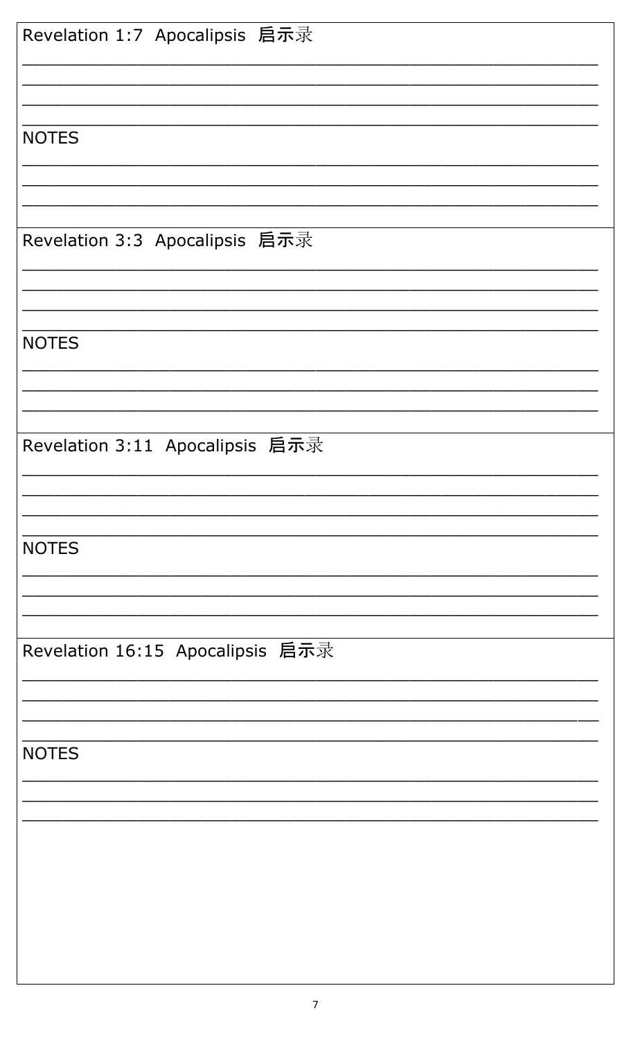Revelation 1:7  Apocalipsis  启示录

________________________________________________________________

________________________________________________________________

________________________________________________________________

________________________________________________________________

NOTES

________________________________________________________________

________________________________________________________________

________________________________________________________________

Revelation 3:3  Apocalipsis  启示录

________________________________________________________________

________________________________________________________________

________________________________________________________________

________________________________________________________________

NOTES

________________________________________________________________

________________________________________________________________

________________________________________________________________

Revelation 3:11  Apocalipsis  启示录

________________________________________________________________

________________________________________________________________

________________________________________________________________

________________________________________________________________

NOTES

________________________________________________________________

________________________________________________________________

________________________________________________________________

Revelation 16:15  Apocalipsis  启示录

________________________________________________________________

________________________________________________________________

________________________________________________________________

________________________________________________________________

NOTES

________________________________________________________________

________________________________________________________________

________________________________________________________________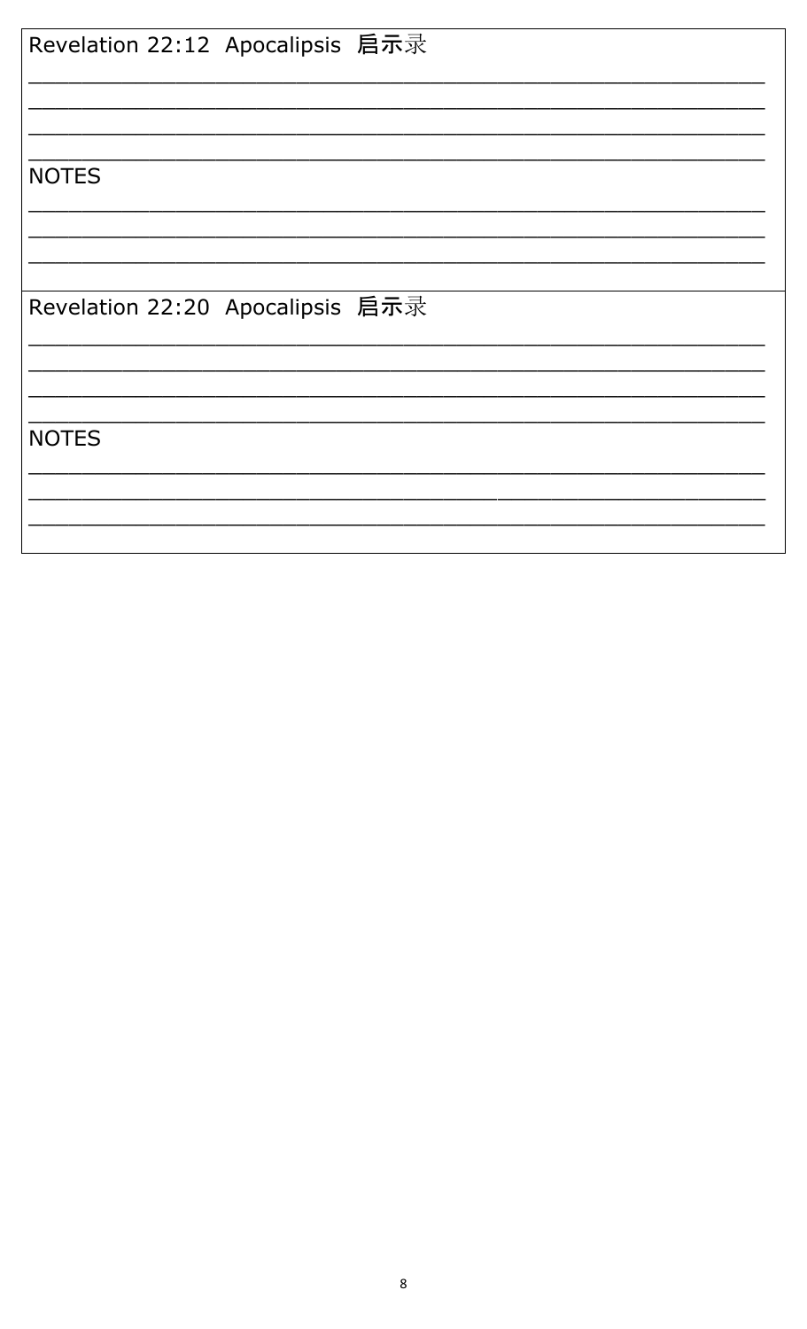Revelation 22:12  Apocalipsis  启示录

\_\_\_\_\_\_\_\_\_\_\_\_\_\_\_\_\_\_\_\_\_\_\_\_\_\_\_\_\_\_\_\_\_\_\_\_\_\_\_\_\_\_\_\_\_\_\_\_\_\_\_\_

\_\_\_\_\_\_\_\_\_\_\_\_\_\_\_\_\_\_\_\_\_\_\_\_\_\_\_\_\_\_\_\_\_\_\_\_\_\_\_\_\_\_\_\_\_\_\_\_\_\_\_\_

\_\_\_\_\_\_\_\_\_\_\_\_\_\_\_\_\_\_\_\_\_\_\_\_\_\_\_\_\_\_\_\_\_\_\_\_\_\_\_\_\_\_\_\_\_\_\_\_\_\_\_\_

\_\_\_\_\_\_\_\_\_\_\_\_\_\_\_\_\_\_\_\_\_\_\_\_\_\_\_\_\_\_\_\_\_\_\_\_\_\_\_\_\_\_\_\_\_\_\_\_\_\_\_\_

NOTES

\_\_\_\_\_\_\_\_\_\_\_\_\_\_\_\_\_\_\_\_\_\_\_\_\_\_\_\_\_\_\_\_\_\_\_\_\_\_\_\_\_\_\_\_\_\_\_\_\_\_\_\_

\_\_\_\_\_\_\_\_\_\_\_\_\_\_\_\_\_\_\_\_\_\_\_\_\_\_\_\_\_\_\_\_\_\_\_\_\_\_\_\_\_\_\_\_\_\_\_\_\_\_\_\_

\_\_\_\_\_\_\_\_\_\_\_\_\_\_\_\_\_\_\_\_\_\_\_\_\_\_\_\_\_\_\_\_\_\_\_\_\_\_\_\_\_\_\_\_\_\_\_\_\_\_\_\_

Revelation 22:20  Apocalipsis  启示录

\_\_\_\_\_\_\_\_\_\_\_\_\_\_\_\_\_\_\_\_\_\_\_\_\_\_\_\_\_\_\_\_\_\_\_\_\_\_\_\_\_\_\_\_\_\_\_\_\_\_\_\_

\_\_\_\_\_\_\_\_\_\_\_\_\_\_\_\_\_\_\_\_\_\_\_\_\_\_\_\_\_\_\_\_\_\_\_\_\_\_\_\_\_\_\_\_\_\_\_\_\_\_\_\_

\_\_\_\_\_\_\_\_\_\_\_\_\_\_\_\_\_\_\_\_\_\_\_\_\_\_\_\_\_\_\_\_\_\_\_\_\_\_\_\_\_\_\_\_\_\_\_\_\_\_\_\_

\_\_\_\_\_\_\_\_\_\_\_\_\_\_\_\_\_\_\_\_\_\_\_\_\_\_\_\_\_\_\_\_\_\_\_\_\_\_\_\_\_\_\_\_\_\_\_\_\_\_\_\_

NOTES

\_\_\_\_\_\_\_\_\_\_\_\_\_\_\_\_\_\_\_\_\_\_\_\_\_\_\_\_\_\_\_\_\_\_\_\_\_\_\_\_\_\_\_\_\_\_\_\_\_\_\_\_

\_\_\_\_\_\_\_\_\_\_\_\_\_\_\_\_\_\_\_\_\_\_\_\_\_\_\_\_\_\_\_\_\_\_\_\_\_\_\_\_\_\_\_\_\_\_\_\_\_\_\_\_

\_\_\_\_\_\_\_\_\_\_\_\_\_\_\_\_\_\_\_\_\_\_\_\_\_\_\_\_\_\_\_\_\_\_\_\_\_\_\_\_\_\_\_\_\_\_\_\_\_\_\_\_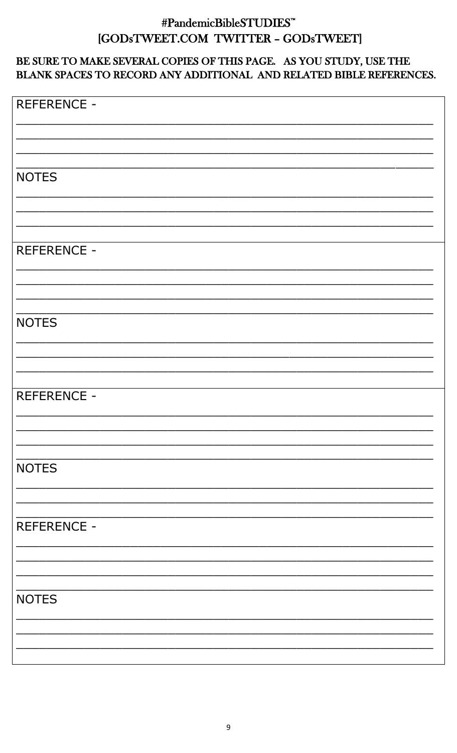# #PandemicBibleSTUDIES™

## [GODsTWEET.COM TWITTER – GODsTWEET]

**BE SURE TO MAKE SEVERAL COPIES OF THIS PAGE. AS YOU STUDY, USE THE BLANK SPACES TO RECORD ANY ADDITIONAL AND RELATED BIBLE REFERENCES.**

REFERENCE -

\_\_\_\_\_\_\_\_\_\_\_\_\_\_\_\_\_\_\_\_\_\_\_\_\_\_\_\_\_\_\_\_\_\_\_\_\_\_\_\_\_\_\_\_\_\_\_\_\_\_\_\_\_\_\_\_\_\_\_\_

\_\_\_\_\_\_\_\_\_\_\_\_\_\_\_\_\_\_\_\_\_\_\_\_\_\_\_\_\_\_\_\_\_\_\_\_\_\_\_\_\_\_\_\_\_\_\_\_\_\_\_\_\_\_\_\_\_\_\_\_

\_\_\_\_\_\_\_\_\_\_\_\_\_\_\_\_\_\_\_\_\_\_\_\_\_\_\_\_\_\_\_\_\_\_\_\_\_\_\_\_\_\_\_\_\_\_\_\_\_\_\_\_\_\_\_\_\_\_\_\_

\_\_\_\_\_\_\_\_\_\_\_\_\_\_\_\_\_\_\_\_\_\_\_\_\_\_\_\_\_\_\_\_\_\_\_\_\_\_\_\_\_\_\_\_\_\_\_\_\_\_\_\_\_\_\_\_\_\_\_\_

NOTES

\_\_\_\_\_\_\_\_\_\_\_\_\_\_\_\_\_\_\_\_\_\_\_\_\_\_\_\_\_\_\_\_\_\_\_\_\_\_\_\_\_\_\_\_\_\_\_\_\_\_\_\_\_\_\_\_\_\_\_\_

\_\_\_\_\_\_\_\_\_\_\_\_\_\_\_\_\_\_\_\_\_\_\_\_\_\_\_\_\_\_\_\_\_\_\_\_\_\_\_\_\_\_\_\_\_\_\_\_\_\_\_\_\_\_\_\_\_\_\_\_

\_\_\_\_\_\_\_\_\_\_\_\_\_\_\_\_\_\_\_\_\_\_\_\_\_\_\_\_\_\_\_\_\_\_\_\_\_\_\_\_\_\_\_\_\_\_\_\_\_\_\_\_\_\_\_\_\_\_\_\_

REFERENCE -

\_\_\_\_\_\_\_\_\_\_\_\_\_\_\_\_\_\_\_\_\_\_\_\_\_\_\_\_\_\_\_\_\_\_\_\_\_\_\_\_\_\_\_\_\_\_\_\_\_\_\_\_\_\_\_\_\_\_\_\_

\_\_\_\_\_\_\_\_\_\_\_\_\_\_\_\_\_\_\_\_\_\_\_\_\_\_\_\_\_\_\_\_\_\_\_\_\_\_\_\_\_\_\_\_\_\_\_\_\_\_\_\_\_\_\_\_\_\_\_\_

\_\_\_\_\_\_\_\_\_\_\_\_\_\_\_\_\_\_\_\_\_\_\_\_\_\_\_\_\_\_\_\_\_\_\_\_\_\_\_\_\_\_\_\_\_\_\_\_\_\_\_\_\_\_\_\_\_\_\_\_

\_\_\_\_\_\_\_\_\_\_\_\_\_\_\_\_\_\_\_\_\_\_\_\_\_\_\_\_\_\_\_\_\_\_\_\_\_\_\_\_\_\_\_\_\_\_\_\_\_\_\_\_\_\_\_\_\_\_\_\_

NOTES

\_\_\_\_\_\_\_\_\_\_\_\_\_\_\_\_\_\_\_\_\_\_\_\_\_\_\_\_\_\_\_\_\_\_\_\_\_\_\_\_\_\_\_\_\_\_\_\_\_\_\_\_\_\_\_\_\_\_\_\_

\_\_\_\_\_\_\_\_\_\_\_\_\_\_\_\_\_\_\_\_\_\_\_\_\_\_\_\_\_\_\_\_\_\_\_\_\_\_\_\_\_\_\_\_\_\_\_\_\_\_\_\_\_\_\_\_\_\_\_\_

\_\_\_\_\_\_\_\_\_\_\_\_\_\_\_\_\_\_\_\_\_\_\_\_\_\_\_\_\_\_\_\_\_\_\_\_\_\_\_\_\_\_\_\_\_\_\_\_\_\_\_\_\_\_\_\_\_\_\_\_

REFERENCE -

\_\_\_\_\_\_\_\_\_\_\_\_\_\_\_\_\_\_\_\_\_\_\_\_\_\_\_\_\_\_\_\_\_\_\_\_\_\_\_\_\_\_\_\_\_\_\_\_\_\_\_\_\_\_\_\_\_\_\_\_

\_\_\_\_\_\_\_\_\_\_\_\_\_\_\_\_\_\_\_\_\_\_\_\_\_\_\_\_\_\_\_\_\_\_\_\_\_\_\_\_\_\_\_\_\_\_\_\_\_\_\_\_\_\_\_\_\_\_\_\_

\_\_\_\_\_\_\_\_\_\_\_\_\_\_\_\_\_\_\_\_\_\_\_\_\_\_\_\_\_\_\_\_\_\_\_\_\_\_\_\_\_\_\_\_\_\_\_\_\_\_\_\_\_\_\_\_\_\_\_\_

\_\_\_\_\_\_\_\_\_\_\_\_\_\_\_\_\_\_\_\_\_\_\_\_\_\_\_\_\_\_\_\_\_\_\_\_\_\_\_\_\_\_\_\_\_\_\_\_\_\_\_\_\_\_\_\_\_\_\_\_

NOTES

\_\_\_\_\_\_\_\_\_\_\_\_\_\_\_\_\_\_\_\_\_\_\_\_\_\_\_\_\_\_\_\_\_\_\_\_\_\_\_\_\_\_\_\_\_\_\_\_\_\_\_\_\_\_\_\_\_\_\_\_

\_\_\_\_\_\_\_\_\_\_\_\_\_\_\_\_\_\_\_\_\_\_\_\_\_\_\_\_\_\_\_\_\_\_\_\_\_\_\_\_\_\_\_\_\_\_\_\_\_\_\_\_\_\_\_\_\_\_\_\_

\_\_\_\_\_\_\_\_\_\_\_\_\_\_\_\_\_\_\_\_\_\_\_\_\_\_\_\_\_\_\_\_\_\_\_\_\_\_\_\_\_\_\_\_\_\_\_\_\_\_\_\_\_\_\_\_\_\_\_\_

REFERENCE -

\_\_\_\_\_\_\_\_\_\_\_\_\_\_\_\_\_\_\_\_\_\_\_\_\_\_\_\_\_\_\_\_\_\_\_\_\_\_\_\_\_\_\_\_\_\_\_\_\_\_\_\_\_\_\_\_\_\_\_\_

\_\_\_\_\_\_\_\_\_\_\_\_\_\_\_\_\_\_\_\_\_\_\_\_\_\_\_\_\_\_\_\_\_\_\_\_\_\_\_\_\_\_\_\_\_\_\_\_\_\_\_\_\_\_\_\_\_\_\_\_

\_\_\_\_\_\_\_\_\_\_\_\_\_\_\_\_\_\_\_\_\_\_\_\_\_\_\_\_\_\_\_\_\_\_\_\_\_\_\_\_\_\_\_\_\_\_\_\_\_\_\_\_\_\_\_\_\_\_\_\_

\_\_\_\_\_\_\_\_\_\_\_\_\_\_\_\_\_\_\_\_\_\_\_\_\_\_\_\_\_\_\_\_\_\_\_\_\_\_\_\_\_\_\_\_\_\_\_\_\_\_\_\_\_\_\_\_\_\_\_\_

NOTES

\_\_\_\_\_\_\_\_\_\_\_\_\_\_\_\_\_\_\_\_\_\_\_\_\_\_\_\_\_\_\_\_\_\_\_\_\_\_\_\_\_\_\_\_\_\_\_\_\_\_\_\_\_\_\_\_\_\_\_\_

\_\_\_\_\_\_\_\_\_\_\_\_\_\_\_\_\_\_\_\_\_\_\_\_\_\_\_\_\_\_\_\_\_\_\_\_\_\_\_\_\_\_\_\_\_\_\_\_\_\_\_\_\_\_\_\_\_\_\_\_

\_\_\_\_\_\_\_\_\_\_\_\_\_\_\_\_\_\_\_\_\_\_\_\_\_\_\_\_\_\_\_\_\_\_\_\_\_\_\_\_\_\_\_\_\_\_\_\_\_\_\_\_\_\_\_\_\_\_\_\_